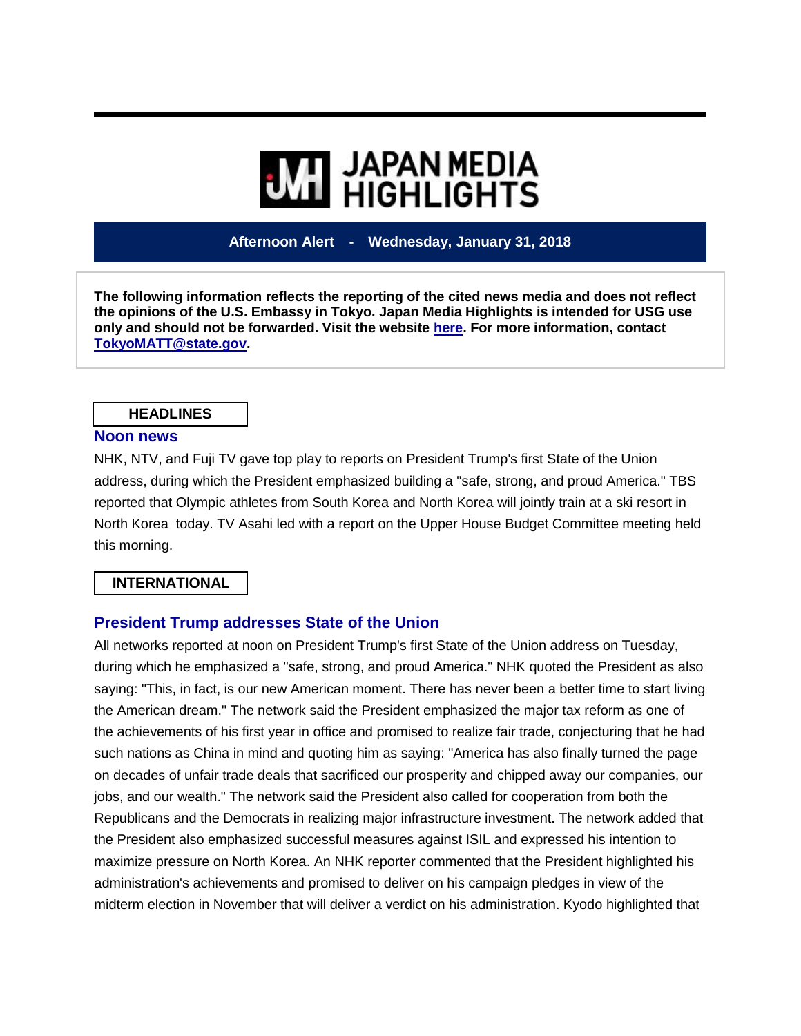# JAPAN MEDIA HIGHLIGHTS

**Afternoon Alert - Wednesday, January 31, 2018**

**The following information reflects the reporting of the cited news media and does not reflect the opinions of the U.S. Embassy in Tokyo. Japan Media Highlights is intended for USG use only and should not be forwarded. Visit the website [here](). For more information, contact [TokyoMATT@state.gov](mailto:TokyoMATT@state.gov).**

## HEADLINES

### Noon news

NHK, NTV, and Fuji TV gave top play to reports on President Trump's first State of the Union address, during which the President emphasized building a "safe, strong, and proud America." TBS reported that Olympic athletes from South Korea and North Korea will jointly train at a ski resort in North Korea today. TV Asahi led with a report on the Upper House Budget Committee meeting held this morning.

## INTERNATIONAL

### President Trump addresses State of the Union

All networks reported at noon on President Trump's first State of the Union address on Tuesday, during which he emphasized a "safe, strong, and proud America." NHK quoted the President as also saying: "This, in fact, is our new American moment. There has never been a better time to start living the American dream." The network said the President emphasized the major tax reform as one of the achievements of his first year in office and promised to realize fair trade, conjecturing that he had such nations as China in mind and quoting him as saying: "America has also finally turned the page on decades of unfair trade deals that sacrificed our prosperity and chipped away our companies, our jobs, and our wealth." The network said the President also called for cooperation from both the Republicans and the Democrats in realizing major infrastructure investment. The network added that the President also emphasized successful measures against ISIL and expressed his intention to maximize pressure on North Korea. An NHK reporter commented that the President highlighted his administration's achievements and promised to deliver on his campaign pledges in view of the midterm election in November that will deliver a verdict on his administration. Kyodo highlighted that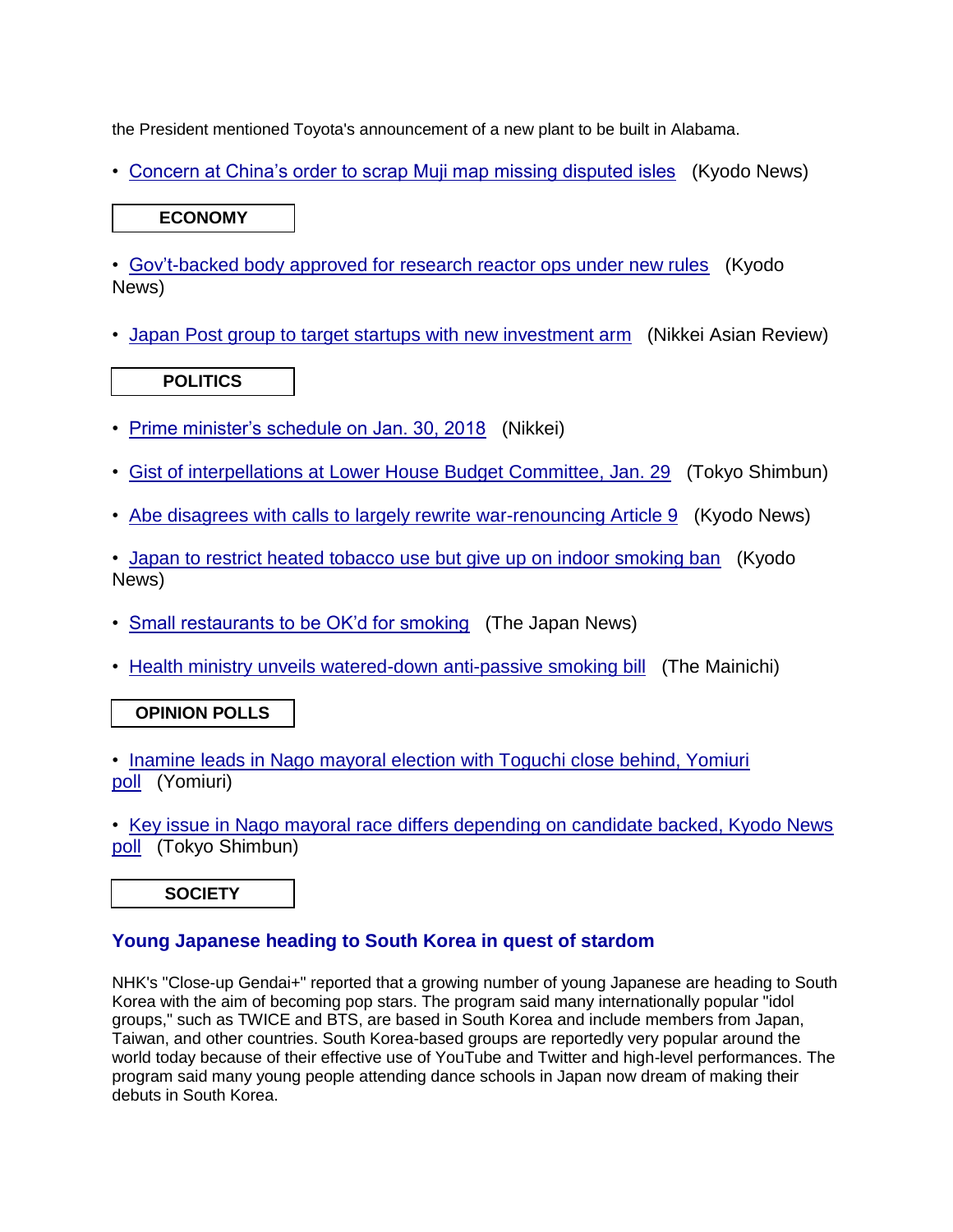the President mentioned Toyota's announcement of a new plant to be built in Alabama.

- Concern at China's order to scrap Muji map missing disputed isles (Kyodo News)

## ECONOMY

- Gov't-backed body approved for research reactor ops under new rules (Kyodo News)

- Japan Post group to target startups with new investment arm (Nikkei Asian Review)

## POLITICS

- Prime minister's schedule on Jan. 30, 2018 (Nikkei)

- Gist of interpellations at Lower House Budget Committee, Jan. 29 (Tokyo Shimbun)

- Abe disagrees with calls to largely rewrite war-renouncing Article 9 (Kyodo News)

- Japan to restrict heated tobacco use but give up on indoor smoking ban (Kyodo News)

- Small restaurants to be OK'd for smoking (The Japan News)

- Health ministry unveils watered-down anti-passive smoking bill (The Mainichi)

## OPINION POLLS

- Inamine leads in Nago mayoral election with Toguchi close behind, Yomiuri poll (Yomiuri)

- Key issue in Nago mayoral race differs depending on candidate backed, Kyodo News poll (Tokyo Shimbun)

## SOCIETY

### Young Japanese heading to South Korea in quest of stardom

NHK's "Close-up Gendai+" reported that a growing number of young Japanese are heading to South Korea with the aim of becoming pop stars. The program said many internationally popular "idol groups," such as TWICE and BTS, are based in South Korea and include members from Japan, Taiwan, and other countries. South Korea-based groups are reportedly very popular around the world today because of their effective use of YouTube and Twitter and high-level performances. The program said many young people attending dance schools in Japan now dream of making their debuts in South Korea.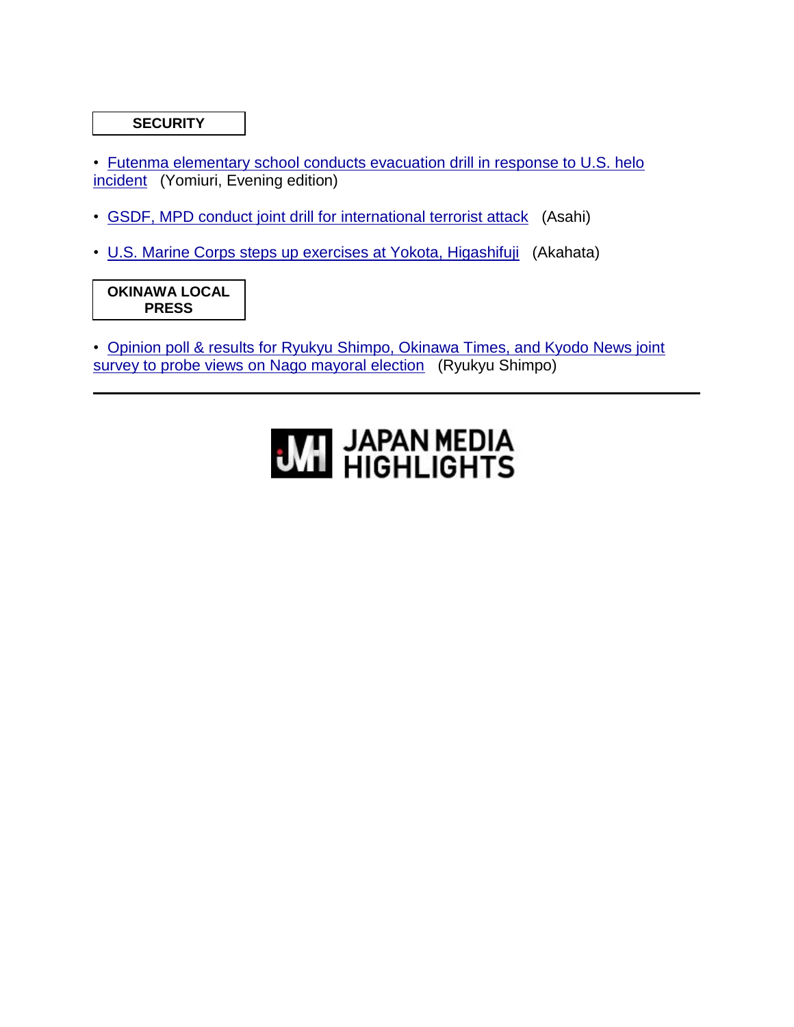**SECURITY**

- Futenma elementary school conducts evacuation drill in response to U.S. helo incident (Yomiuri, Evening edition)
- GSDF, MPD conduct joint drill for international terrorist attack (Asahi)
- U.S. Marine Corps steps up exercises at Yokota, Higashifuji (Akahata)

**OKINAWA LOCAL PRESS**

- Opinion poll & results for Ryukyu Shimpo, Okinawa Times, and Kyodo News joint survey to probe views on Nago mayoral election (Ryukyu Shimpo)

---

JAPAN MEDIA HIGHLIGHTS